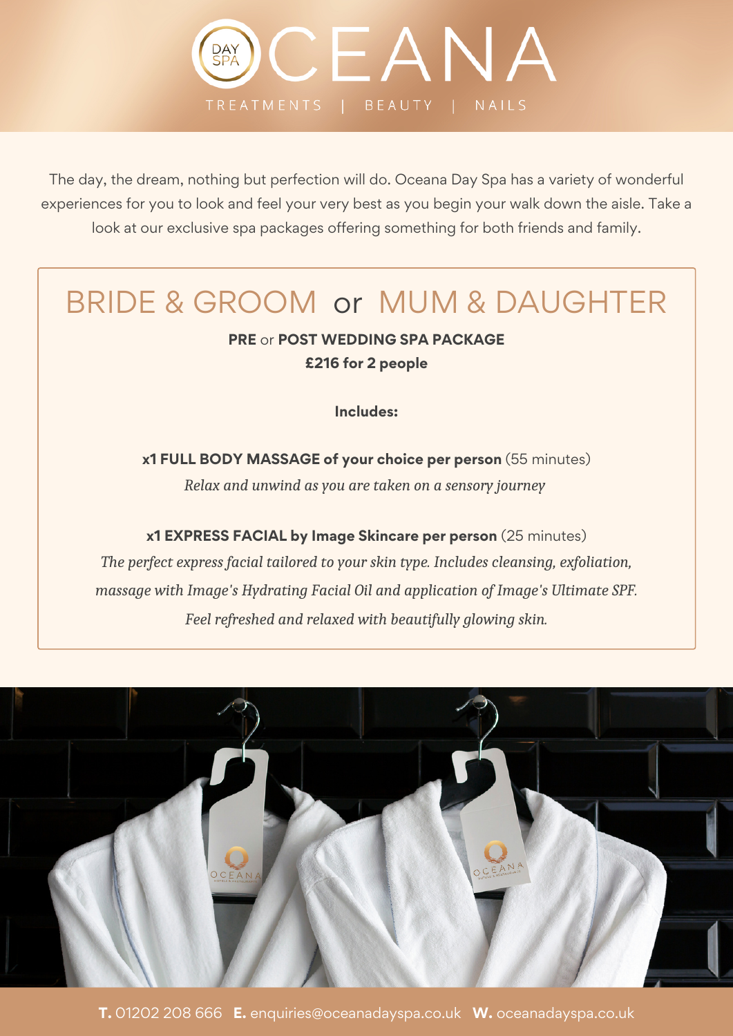# OCEANA

DAY SPA

TREATMENTS | BEAUTY | NAILS

The day, the dream, nothing but perfection will do. Oceana Day Spa has a variety of wonderful experiences for you to look and feel your very best as you begin your walk down the aisle. Take a look at our exclusive spa packages offering something for both friends and family.

## BRIDE & GROOM or MUM & DAUGHTER

**PRE** or **POST WEDDING SPA PACKAGE**
**£216 for 2 people**

**Includes:**

**x1 FULL BODY MASSAGE of your choice per person** (55 minutes)
*Relax and unwind as you are taken on a sensory journey*

**x1 EXPRESS FACIAL by Image Skincare per person** (25 minutes)
*The perfect express facial tailored to your skin type. Includes cleansing, exfoliation, massage with Image's Hydrating Facial Oil and application of Image's Ultimate SPF. Feel refreshed and relaxed with beautifully glowing skin.*

**T.** 01202 208 666 **E.** enquiries@oceanadayspa.co.uk **W.** oceanadayspa.co.uk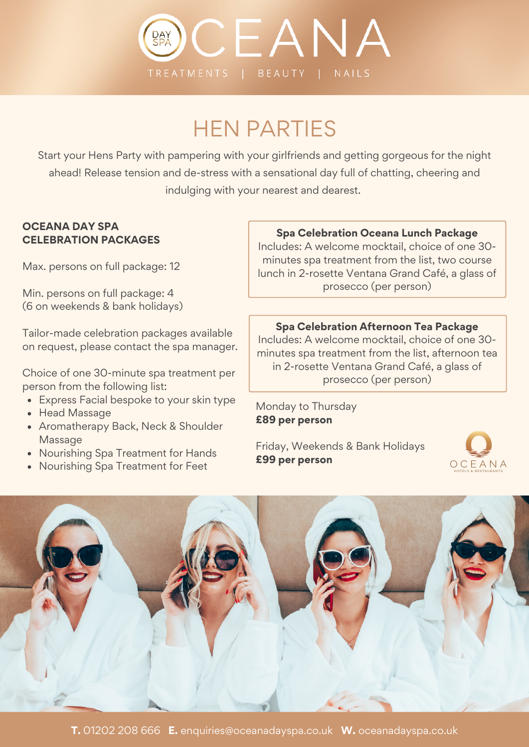# OCEANA

TREATMENTS | BEAUTY | NAILS

## HEN PARTIES

Start your Hens Party with pampering with your girlfriends and getting gorgeous for the night ahead! Release tension and de-stress with a sensational day full of chatting, cheering and indulging with your nearest and dearest.

### OCEANA DAY SPA CELEBRATION PACKAGES

Max. persons on full package: 12

Min. persons on full package: 4
(6 on weekends & bank holidays)

Tailor-made celebration packages available on request, please contact the spa manager.

Choice of one 30-minute spa treatment per person from the following list:

- Express Facial bespoke to your skin type
- Head Massage
- Aromatherapy Back, Neck & Shoulder Massage
- Nourishing Spa Treatment for Hands
- Nourishing Spa Treatment for Feet

**Spa Celebration Oceana Lunch Package**
Includes: A welcome mocktail, choice of one 30-minutes spa treatment from the list, two course lunch in 2-rosette Ventana Grand Café, a glass of prosecco (per person)

**Spa Celebration Afternoon Tea Package**
Includes: A welcome mocktail, choice of one 30-minutes spa treatment from the list, afternoon tea in 2-rosette Ventana Grand Café, a glass of prosecco (per person)

Monday to Thursday
**£89 per person**

Friday, Weekends & Bank Holidays
**£99 per person**

**T.** 01202 208 666 **E.** enquiries@oceanadayspa.co.uk **W.** oceanadayspa.co.uk